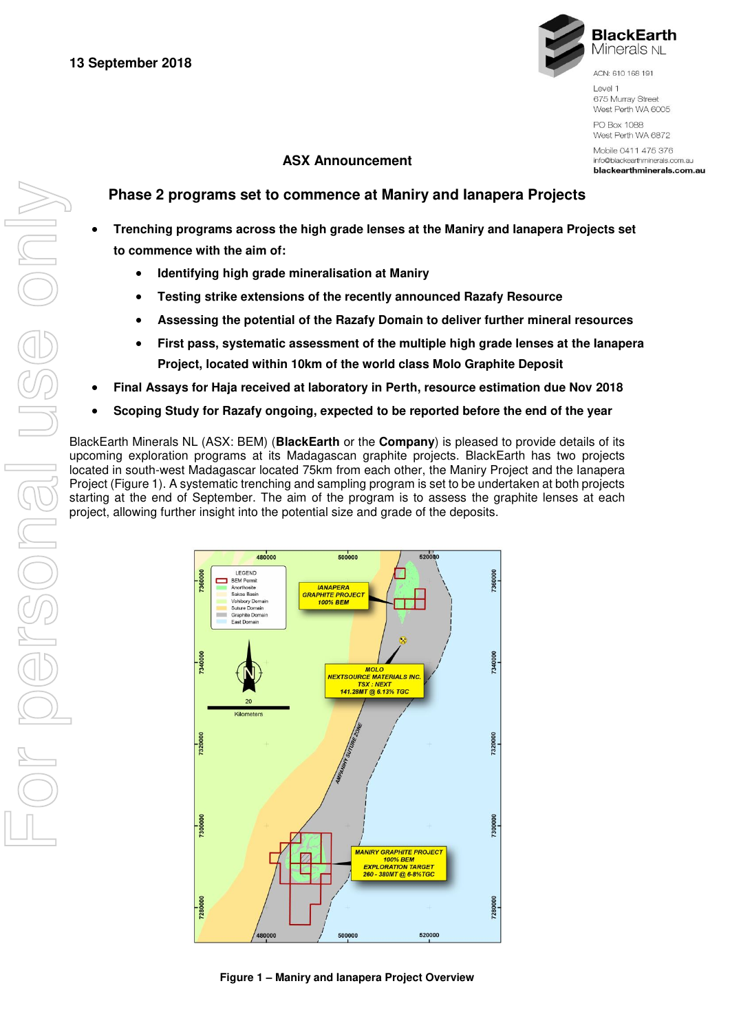13 September 2018

BlackEarth Minerals NL

ACN: 610 168 191

Level 1
675 Murray Street
West Perth WA 6005

PO Box 1088
West Perth WA 6872

Mobile 0411 475 376
info@blackearthminerals.com.au
**blackearthminerals.com.au**

**ASX Announcement**

## Phase 2 programs set to commence at Maniry and Ianapera Projects

- **Trenching programs across the high grade lenses at the Maniry and Ianapera Projects set to commence with the aim of:**
  - **Identifying high grade mineralisation at Maniry**
  - **Testing strike extensions of the recently announced Razafy Resource**
  - **Assessing the potential of the Razafy Domain to deliver further mineral resources**
  - **First pass, systematic assessment of the multiple high grade lenses at the Ianapera Project, located within 10km of the world class Molo Graphite Deposit**
- **Final Assays for Haja received at laboratory in Perth, resource estimation due Nov 2018**
- **Scoping Study for Razafy ongoing, expected to be reported before the end of the year**

BlackEarth Minerals NL (ASX: BEM) (**BlackEarth** or the **Company**) is pleased to provide details of its upcoming exploration programs at its Madagascan graphite projects. BlackEarth has two projects located in south-west Madagascar located 75km from each other, the Maniry Project and the Ianapera Project (Figure 1). A systematic trenching and sampling program is set to be undertaken at both projects starting at the end of September. The aim of the program is to assess the graphite lenses at each project, allowing further insight into the potential size and grade of the deposits.

**Figure 1 – Maniry and Ianapera Project Overview**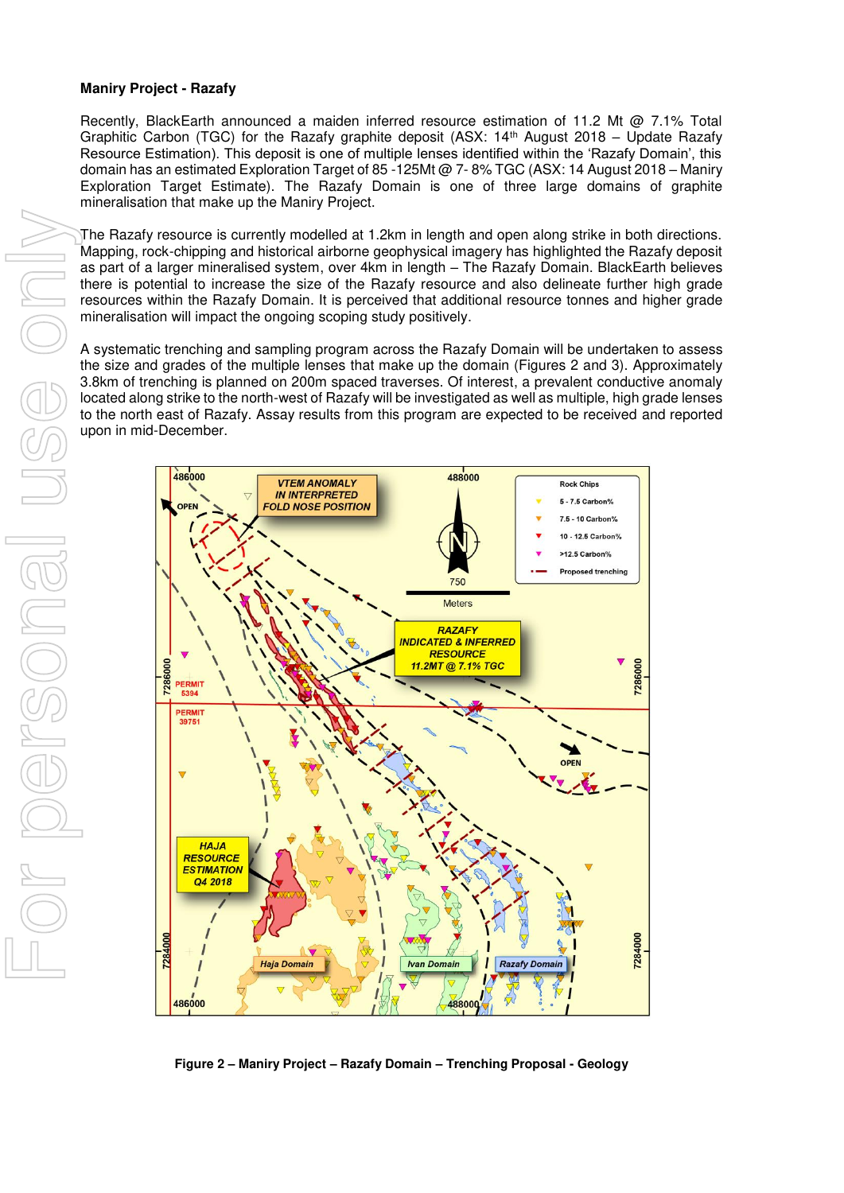**Maniry Project - Razafy**

Recently, BlackEarth announced a maiden inferred resource estimation of 11.2 Mt @ 7.1% Total Graphitic Carbon (TGC) for the Razafy graphite deposit (ASX: 14th August 2018 – Update Razafy Resource Estimation). This deposit is one of multiple lenses identified within the 'Razafy Domain', this domain has an estimated Exploration Target of 85 -125Mt @ 7- 8% TGC (ASX: 14 August 2018 – Maniry Exploration Target Estimate). The Razafy Domain is one of three large domains of graphite mineralisation that make up the Maniry Project.

The Razafy resource is currently modelled at 1.2km in length and open along strike in both directions. Mapping, rock-chipping and historical airborne geophysical imagery has highlighted the Razafy deposit as part of a larger mineralised system, over 4km in length – The Razafy Domain. BlackEarth believes there is potential to increase the size of the Razafy resource and also delineate further high grade resources within the Razafy Domain. It is perceived that additional resource tonnes and higher grade mineralisation will impact the ongoing scoping study positively.

A systematic trenching and sampling program across the Razafy Domain will be undertaken to assess the size and grades of the multiple lenses that make up the domain (Figures 2 and 3). Approximately 3.8km of trenching is planned on 200m spaced traverses. Of interest, a prevalent conductive anomaly located along strike to the north-west of Razafy will be investigated as well as multiple, high grade lenses to the north east of Razafy. Assay results from this program are expected to be received and reported upon in mid-December.

**Figure 2 – Maniry Project – Razafy Domain – Trenching Proposal - Geology**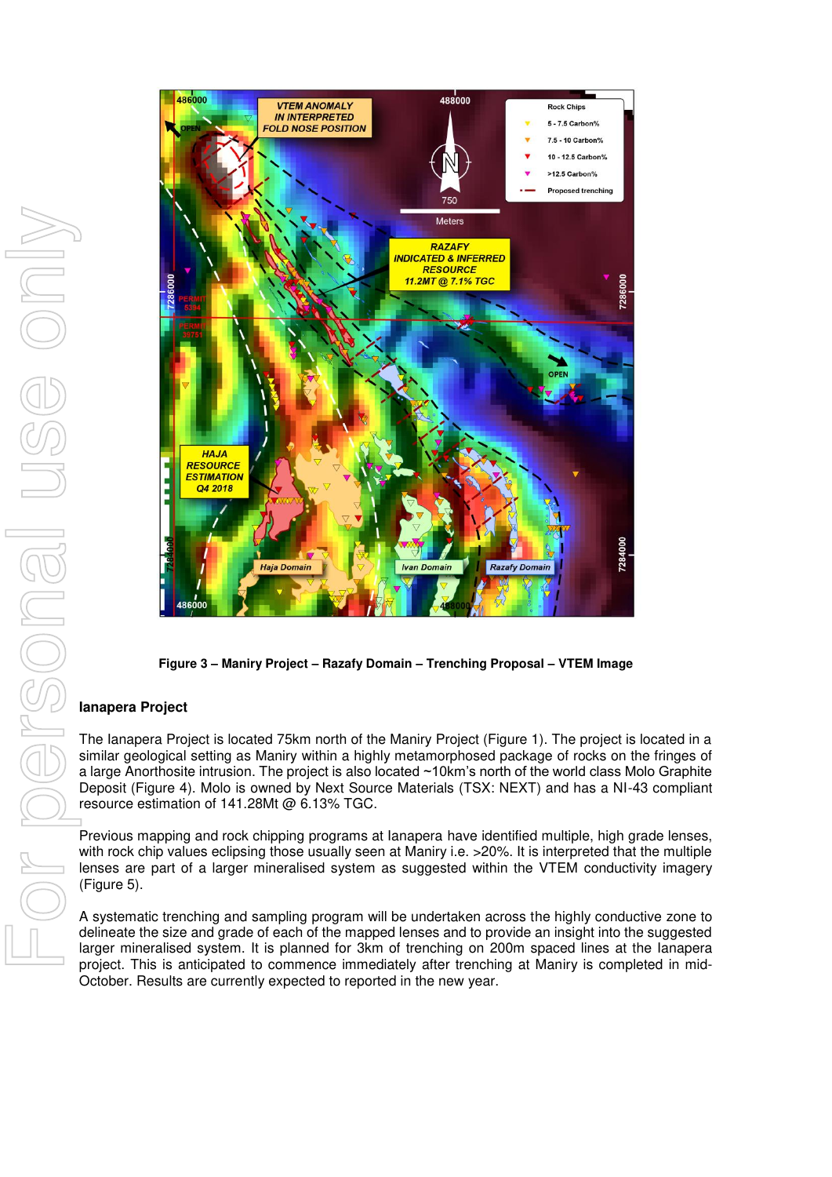Figure 3 – Maniry Project – Razafy Domain – Trenching Proposal – VTEM Image

## Ianapera Project

The Ianapera Project is located 75km north of the Maniry Project (Figure 1). The project is located in a similar geological setting as Maniry within a highly metamorphosed package of rocks on the fringes of a large Anorthosite intrusion. The project is also located ~10km's north of the world class Molo Graphite Deposit (Figure 4). Molo is owned by Next Source Materials (TSX: NEXT) and has a NI-43 compliant resource estimation of 141.28Mt @ 6.13% TGC.

Previous mapping and rock chipping programs at Ianapera have identified multiple, high grade lenses, with rock chip values eclipsing those usually seen at Maniry i.e. >20%. It is interpreted that the multiple lenses are part of a larger mineralised system as suggested within the VTEM conductivity imagery (Figure 5).

A systematic trenching and sampling program will be undertaken across the highly conductive zone to delineate the size and grade of each of the mapped lenses and to provide an insight into the suggested larger mineralised system. It is planned for 3km of trenching on 200m spaced lines at the Ianapera project. This is anticipated to commence immediately after trenching at Maniry is completed in mid-October. Results are currently expected to reported in the new year.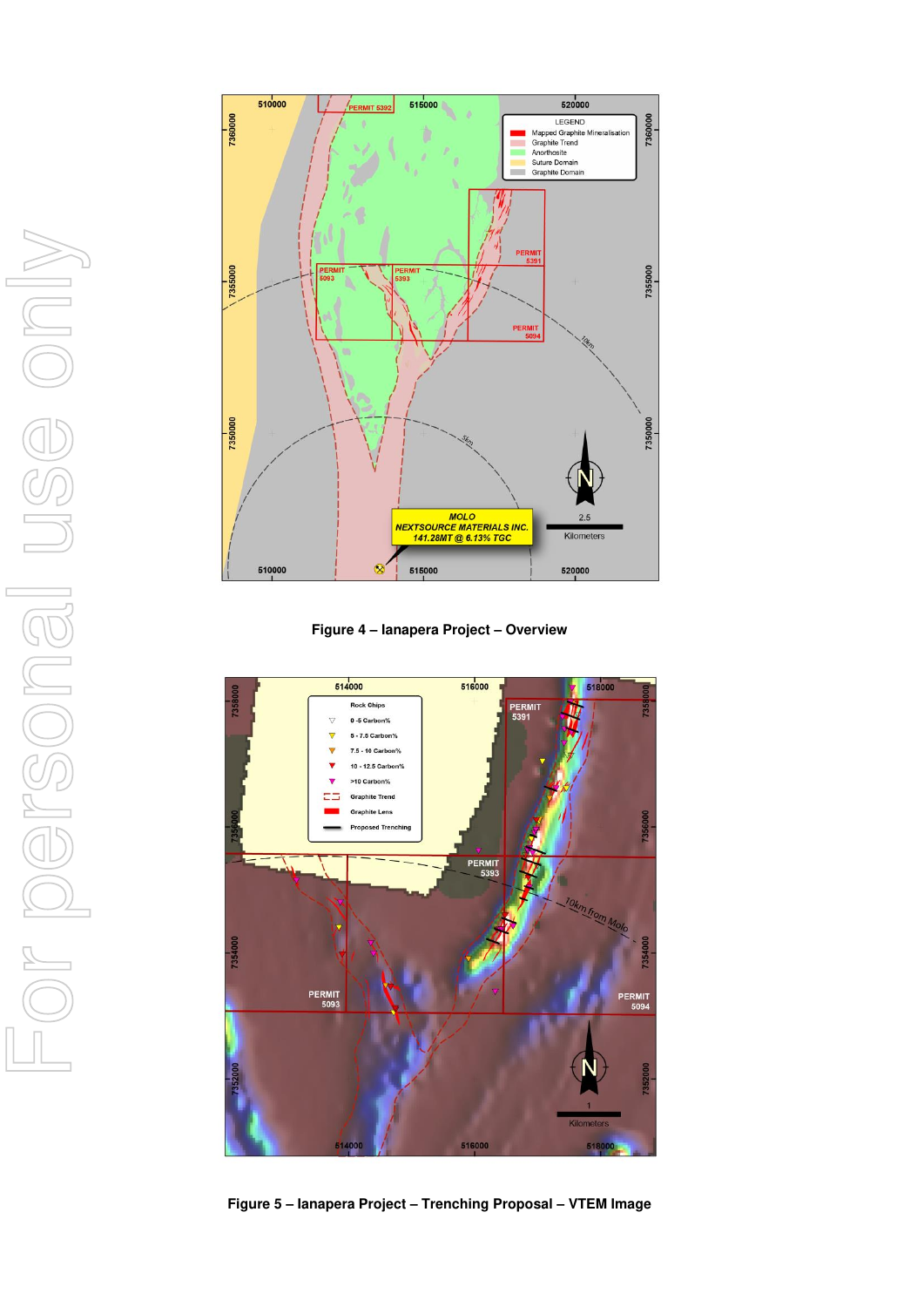**Figure 4 – Ianapera Project – Overview**

**Figure 5 – Ianapera Project – Trenching Proposal – VTEM Image**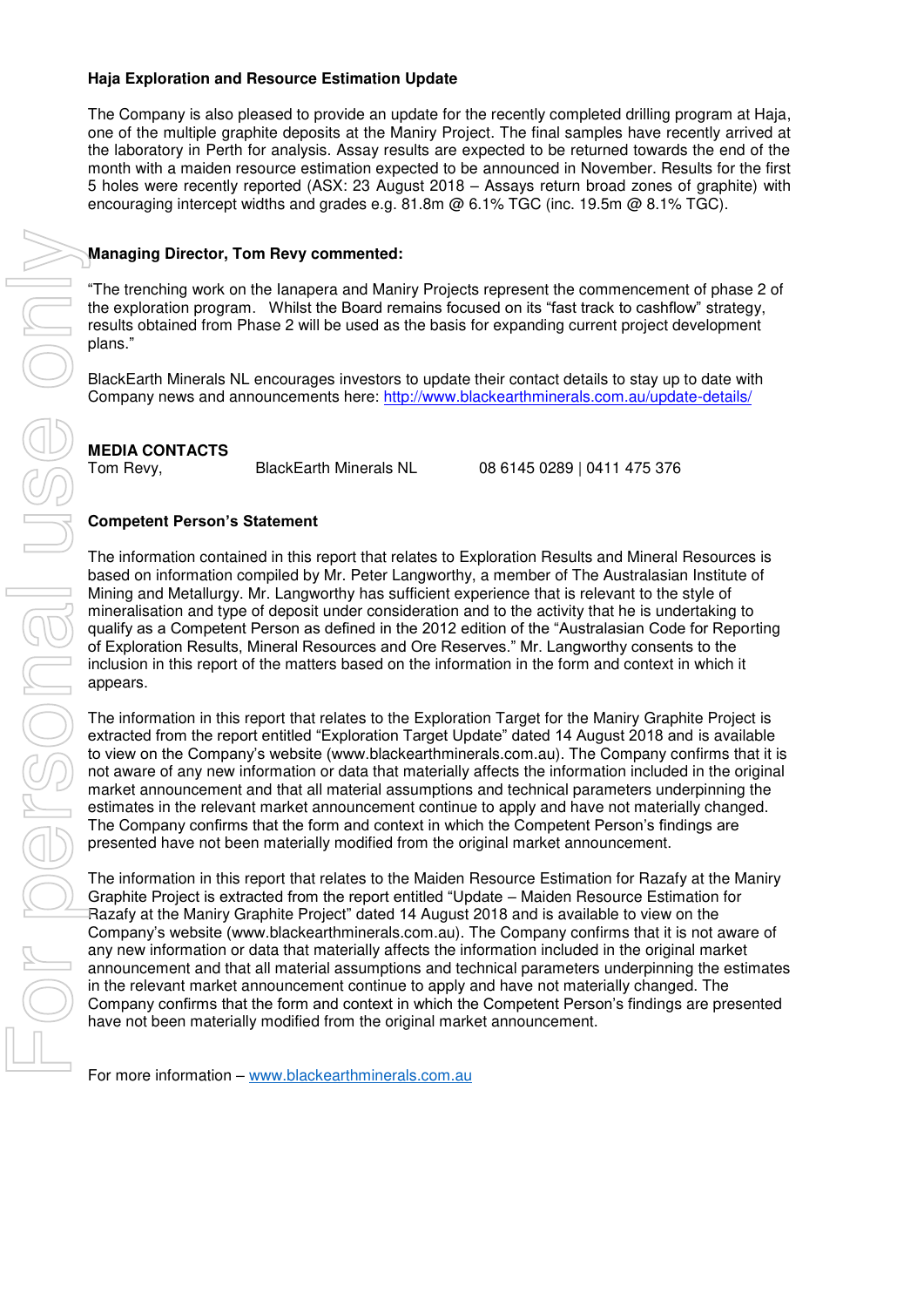**Haja Exploration and Resource Estimation Update**

The Company is also pleased to provide an update for the recently completed drilling program at Haja, one of the multiple graphite deposits at the Maniry Project. The final samples have recently arrived at the laboratory in Perth for analysis. Assay results are expected to be returned towards the end of the month with a maiden resource estimation expected to be announced in November. Results for the first 5 holes were recently reported (ASX: 23 August 2018 – Assays return broad zones of graphite) with encouraging intercept widths and grades e.g. 81.8m @ 6.1% TGC (inc. 19.5m @ 8.1% TGC).

**Managing Director, Tom Revy commented:**

"The trenching work on the Ianapera and Maniry Projects represent the commencement of phase 2 of the exploration program. Whilst the Board remains focused on its "fast track to cashflow" strategy, results obtained from Phase 2 will be used as the basis for expanding current project development plans."

BlackEarth Minerals NL encourages investors to update their contact details to stay up to date with Company news and announcements here: http://www.blackearthminerals.com.au/update-details/

**MEDIA CONTACTS**

Tom Revy, BlackEarth Minerals NL 08 6145 0289 | 0411 475 376

**Competent Person's Statement**

The information contained in this report that relates to Exploration Results and Mineral Resources is based on information compiled by Mr. Peter Langworthy, a member of The Australasian Institute of Mining and Metallurgy. Mr. Langworthy has sufficient experience that is relevant to the style of mineralisation and type of deposit under consideration and to the activity that he is undertaking to qualify as a Competent Person as defined in the 2012 edition of the "Australasian Code for Reporting of Exploration Results, Mineral Resources and Ore Reserves." Mr. Langworthy consents to the inclusion in this report of the matters based on the information in the form and context in which it appears.

The information in this report that relates to the Exploration Target for the Maniry Graphite Project is extracted from the report entitled "Exploration Target Update" dated 14 August 2018 and is available to view on the Company's website (www.blackearthminerals.com.au). The Company confirms that it is not aware of any new information or data that materially affects the information included in the original market announcement and that all material assumptions and technical parameters underpinning the estimates in the relevant market announcement continue to apply and have not materially changed. The Company confirms that the form and context in which the Competent Person's findings are presented have not been materially modified from the original market announcement.

The information in this report that relates to the Maiden Resource Estimation for Razafy at the Maniry Graphite Project is extracted from the report entitled "Update – Maiden Resource Estimation for Razafy at the Maniry Graphite Project" dated 14 August 2018 and is available to view on the Company's website (www.blackearthminerals.com.au). The Company confirms that it is not aware of any new information or data that materially affects the information included in the original market announcement and that all material assumptions and technical parameters underpinning the estimates in the relevant market announcement continue to apply and have not materially changed. The Company confirms that the form and context in which the Competent Person's findings are presented have not been materially modified from the original market announcement.

For more information – www.blackearthminerals.com.au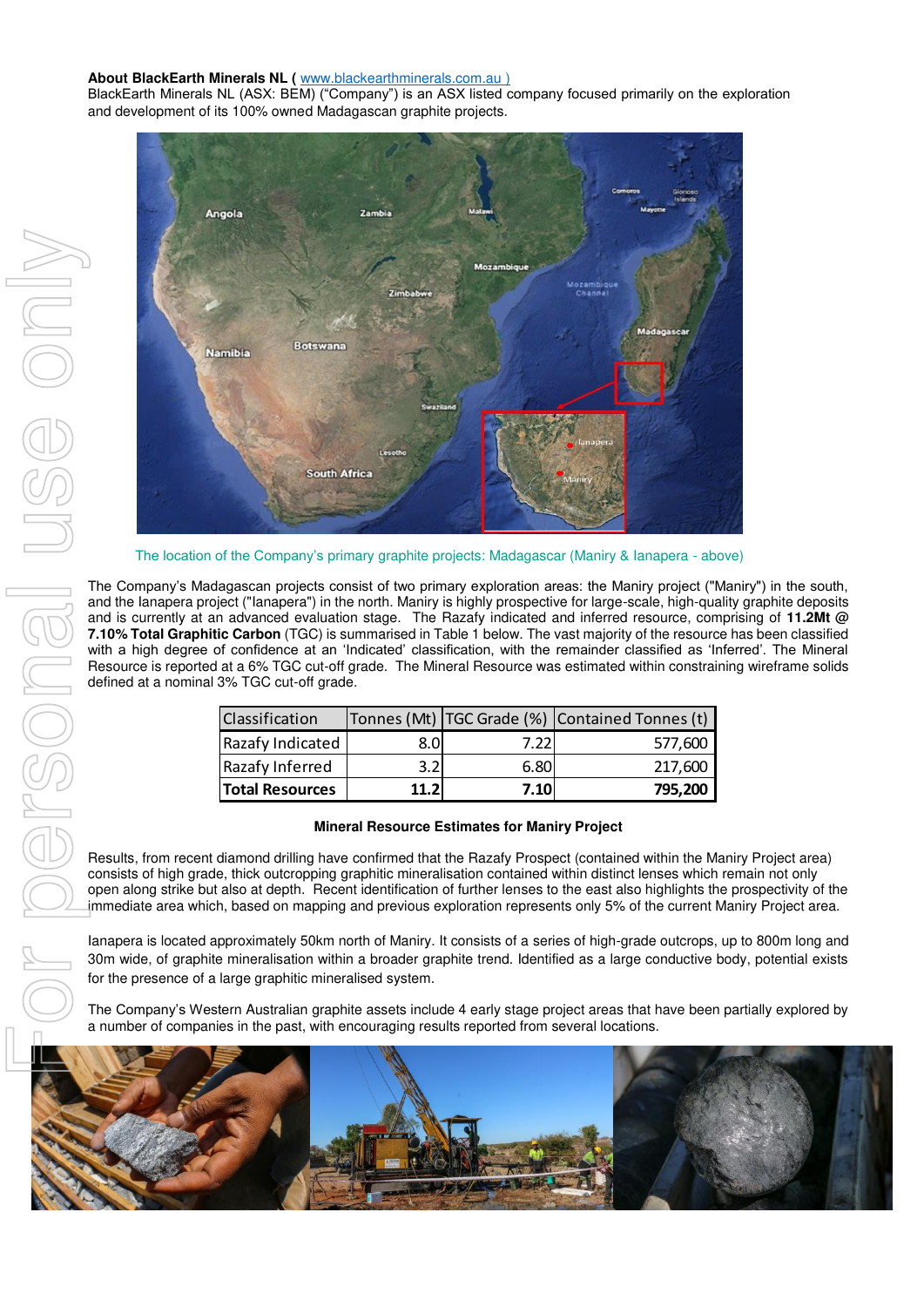**About BlackEarth Minerals NL ( www.blackearthminerals.com.au )**
BlackEarth Minerals NL (ASX: BEM) ("Company") is an ASX listed company focused primarily on the exploration and development of its 100% owned Madagascan graphite projects.

The location of the Company's primary graphite projects: Madagascar (Maniry & Ianapera - above)

The Company's Madagascan projects consist of two primary exploration areas: the Maniry project ("Maniry") in the south, and the Ianapera project ("Ianapera") in the north. Maniry is highly prospective for large-scale, high-quality graphite deposits and is currently at an advanced evaluation stage. The Razafy indicated and inferred resource, comprising of **11.2Mt @ 7.10% Total Graphitic Carbon** (TGC) is summarised in Table 1 below. The vast majority of the resource has been classified with a high degree of confidence at an 'Indicated' classification, with the remainder classified as 'Inferred'. The Mineral Resource is reported at a 6% TGC cut-off grade. The Mineral Resource was estimated within constraining wireframe solids defined at a nominal 3% TGC cut-off grade.

| Classification | Tonnes (Mt) | TGC Grade (%) | Contained Tonnes (t) |
|---|---|---|---|
| Razafy Indicated | 8.0 | 7.22 | 577,600 |
| Razafy Inferred | 3.2 | 6.80 | 217,600 |
| **Total Resources** | **11.2** | **7.10** | **795,200** |

**Mineral Resource Estimates for Maniry Project**

Results, from recent diamond drilling have confirmed that the Razafy Prospect (contained within the Maniry Project area) consists of high grade, thick outcropping graphitic mineralisation contained within distinct lenses which remain not only open along strike but also at depth. Recent identification of further lenses to the east also highlights the prospectivity of the immediate area which, based on mapping and previous exploration represents only 5% of the current Maniry Project area.

Ianapera is located approximately 50km north of Maniry. It consists of a series of high-grade outcrops, up to 800m long and 30m wide, of graphite mineralisation within a broader graphite trend. Identified as a large conductive body, potential exists for the presence of a large graphitic mineralised system.

The Company's Western Australian graphite assets include 4 early stage project areas that have been partially explored by a number of companies in the past, with encouraging results reported from several locations.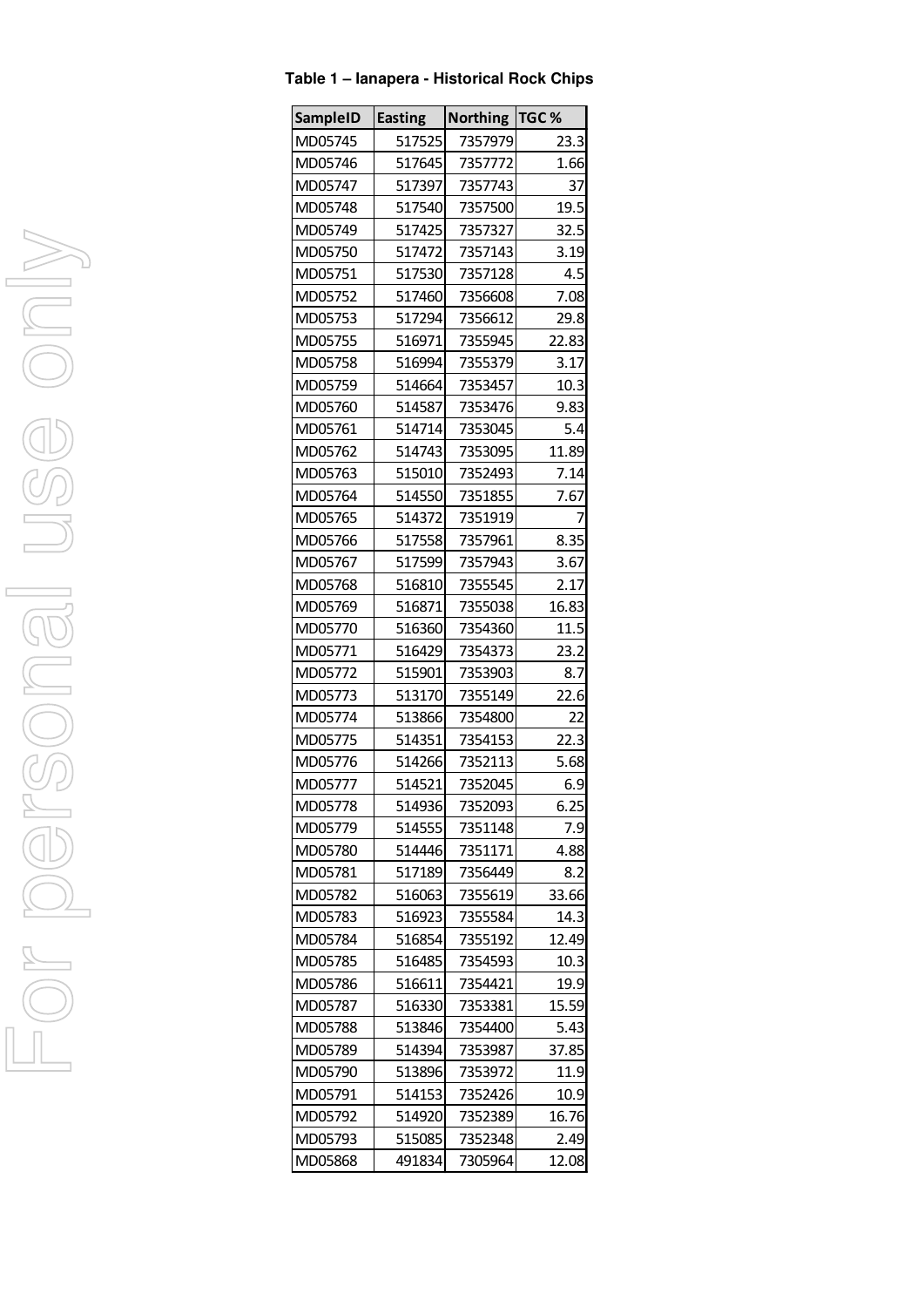**Table 1 – Ianapera - Historical Rock Chips**

| SampleID | Easting | Northing | TGC % |
|---|---|---|---|
| MD05745 | 517525 | 7357979 | 23.3 |
| MD05746 | 517645 | 7357772 | 1.66 |
| MD05747 | 517397 | 7357743 | 37 |
| MD05748 | 517540 | 7357500 | 19.5 |
| MD05749 | 517425 | 7357327 | 32.5 |
| MD05750 | 517472 | 7357143 | 3.19 |
| MD05751 | 517530 | 7357128 | 4.5 |
| MD05752 | 517460 | 7356608 | 7.08 |
| MD05753 | 517294 | 7356612 | 29.8 |
| MD05755 | 516971 | 7355945 | 22.83 |
| MD05758 | 516994 | 7355379 | 3.17 |
| MD05759 | 514664 | 7353457 | 10.3 |
| MD05760 | 514587 | 7353476 | 9.83 |
| MD05761 | 514714 | 7353045 | 5.4 |
| MD05762 | 514743 | 7353095 | 11.89 |
| MD05763 | 515010 | 7352493 | 7.14 |
| MD05764 | 514550 | 7351855 | 7.67 |
| MD05765 | 514372 | 7351919 | 7 |
| MD05766 | 517558 | 7357961 | 8.35 |
| MD05767 | 517599 | 7357943 | 3.67 |
| MD05768 | 516810 | 7355545 | 2.17 |
| MD05769 | 516871 | 7355038 | 16.83 |
| MD05770 | 516360 | 7354360 | 11.5 |
| MD05771 | 516429 | 7354373 | 23.2 |
| MD05772 | 515901 | 7353903 | 8.7 |
| MD05773 | 513170 | 7355149 | 22.6 |
| MD05774 | 513866 | 7354800 | 22 |
| MD05775 | 514351 | 7354153 | 22.3 |
| MD05776 | 514266 | 7352113 | 5.68 |
| MD05777 | 514521 | 7352045 | 6.9 |
| MD05778 | 514936 | 7352093 | 6.25 |
| MD05779 | 514555 | 7351148 | 7.9 |
| MD05780 | 514446 | 7351171 | 4.88 |
| MD05781 | 517189 | 7356449 | 8.2 |
| MD05782 | 516063 | 7355619 | 33.66 |
| MD05783 | 516923 | 7355584 | 14.3 |
| MD05784 | 516854 | 7355192 | 12.49 |
| MD05785 | 516485 | 7354593 | 10.3 |
| MD05786 | 516611 | 7354421 | 19.9 |
| MD05787 | 516330 | 7353381 | 15.59 |
| MD05788 | 513846 | 7354400 | 5.43 |
| MD05789 | 514394 | 7353987 | 37.85 |
| MD05790 | 513896 | 7353972 | 11.9 |
| MD05791 | 514153 | 7352426 | 10.9 |
| MD05792 | 514920 | 7352389 | 16.76 |
| MD05793 | 515085 | 7352348 | 2.49 |
| MD05868 | 491834 | 7305964 | 12.08 |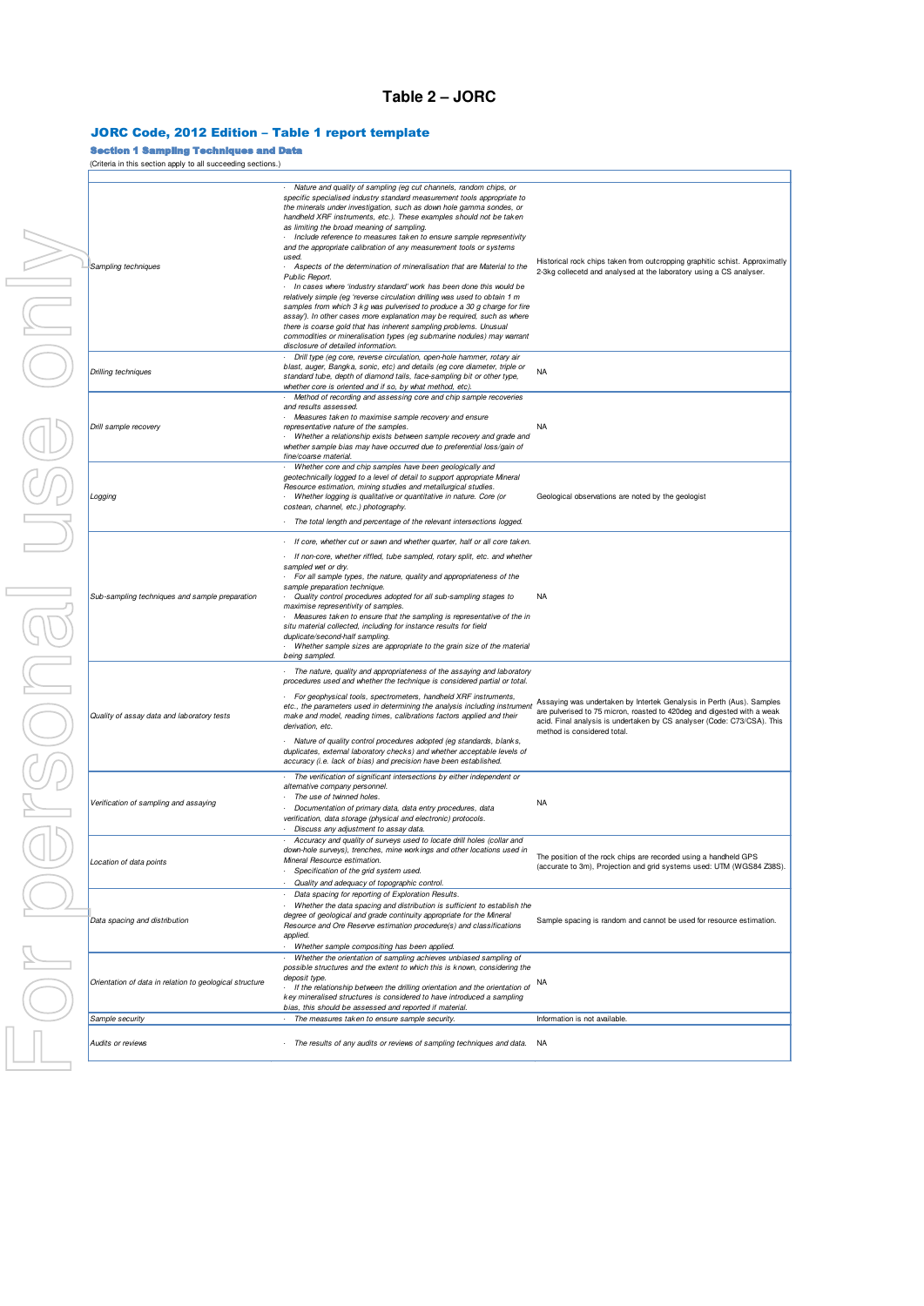# Table 2 – JORC

## JORC Code, 2012 Edition – Table 1 report template

### Section 1 Sampling Techniques and Data

(Criteria in this section apply to all succeeding sections.)

| | | |
|---|---|---|
| Sampling techniques | · *Nature and quality of sampling (eg cut channels, random chips, or specific specialised industry standard measurement tools appropriate to the minerals under investigation, such as down hole gamma sondes, or handheld XRF instruments, etc.). These examples should not be taken as limiting the broad meaning of sampling.* · *Include reference to measures taken to ensure sample representivity and the appropriate calibration of any measurement tools or systems used.* · *Aspects of the determination of mineralisation that are Material to the Public Report.* · *In cases where 'industry standard' work has been done this would be relatively simple (eg 'reverse circulation drilling was used to obtain 1 m samples from which 3 kg was pulverised to produce a 30 g charge for fire assay'). In other cases more explanation may be required, such as where there is coarse gold that has inherent sampling problems. Unusual commodities or mineralisation types (eg submarine nodules) may warrant disclosure of detailed information.* | Historical rock chips taken from outcropping graphitic schist. Approximately 2-3kg collecetd and analysed at the laboratory using a CS analyser. |
| Drilling techniques | · *Drill type (eg core, reverse circulation, open-hole hammer, rotary air blast, auger, Bangka, sonic, etc) and details (eg core diameter, triple or standard tube, depth of diamond tails, face-sampling bit or other type, whether core is oriented and if so, by what method, etc).* | NA |
| Drill sample recovery | · *Method of recording and assessing core and chip sample recoveries and results assessed.* · *Measures taken to maximise sample recovery and ensure representative nature of the samples.* · *Whether a relationship exists between sample recovery and grade and whether sample bias may have occurred due to preferential loss/gain of fine/coarse material.* | NA |
| Logging | · *Whether core and chip samples have been geologically and geotechnically logged to a level of detail to support appropriate Mineral Resource estimation, mining studies and metallurgical studies.* · *Whether logging is qualitative or quantitative in nature. Core (or costean, channel, etc.) photography.* · *The total length and percentage of the relevant intersections logged.* | Geological observations are noted by the geologist |
| Sub-sampling techniques and sample preparation | · *If core, whether cut or sawn and whether quarter, half or all core taken.* · *If non-core, whether riffled, tube sampled, rotary split, etc. and whether sampled wet or dry.* · *For all sample types, the nature, quality and appropriateness of the sample preparation technique.* · *Quality control procedures adopted for all sub-sampling stages to maximise representivity of samples.* · *Measures taken to ensure that the sampling is representative of the in situ material collected, including for instance results for field duplicate/second-half sampling.* · *Whether sample sizes are appropriate to the grain size of the material being sampled.* | NA |
| Quality of assay data and laboratory tests | · *The nature, quality and appropriateness of the assaying and laboratory procedures used and whether the technique is considered partial or total.* · *For geophysical tools, spectrometers, handheld XRF instruments, etc., the parameters used in determining the analysis including instrument make and model, reading times, calibrations factors applied and their derivation, etc.* · *Nature of quality control procedures adopted (eg standards, blanks, duplicates, external laboratory checks) and whether acceptable levels of accuracy (i.e. lack of bias) and precision have been established.* | Assaying was undertaken by Intertek Genalysis in Perth (Aus). Samples are pulverised to 75 micron, roasted to 420deg and digested with a weak acid. Final analysis is undertaken by CS analyser (Code: C73/CSA). This method is considered total. |
| Verification of sampling and assaying | · *The verification of significant intersections by either independent or alternative company personnel.* · *The use of twinned holes.* · *Documentation of primary data, data entry procedures, data verification, data storage (physical and electronic) protocols.* · *Discuss any adjustment to assay data.* | NA |
| Location of data points | · *Accuracy and quality of surveys used to locate drill holes (collar and down-hole surveys), trenches, mine workings and other locations used in Mineral Resource estimation.* · *Specification of the grid system used.* · *Quality and adequacy of topographic control.* | The position of the rock chips are recorded using a handheld GPS (accurate to 3m). Projection and grid systems used: UTM (WGS84 Z38S). |
| Data spacing and distribution | · *Data spacing for reporting of Exploration Results.* · *Whether the data spacing and distribution is sufficient to establish the degree of geological and grade continuity appropriate for the Mineral Resource and Ore Reserve estimation procedure(s) and classifications applied.* · *Whether sample compositing has been applied.* | Sample spacing is random and cannot be used for resource estimation. |
| Orientation of data in relation to geological structure | · *Whether the orientation of sampling achieves unbiased sampling of possible structures and the extent to which this is known, considering the deposit type.* · *If the relationship between the drilling orientation and the orientation of key mineralised structures is considered to have introduced a sampling bias, this should be assessed and reported if material.* | NA |
| Sample security | · *The measures taken to ensure sample security.* | Information is not available. |
| Audits or reviews | · *The results of any audits or reviews of sampling techniques and data.* | NA |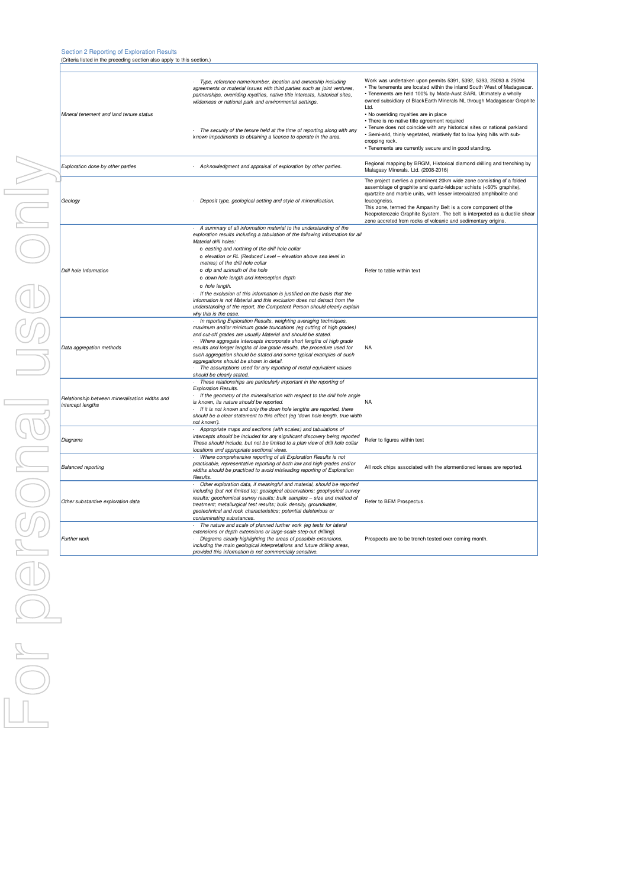## Section 2 Reporting of Exploration Results

(Criteria listed in the preceding section also apply to this section.)

| | | |
|---|---|---|
| *Mineral tenement and land tenure status* | · *Type, reference name/number, location and ownership including agreements or material issues with third parties such as joint ventures, partnerships, overriding royalties, native title interests, historical sites, wilderness or national park and environmental settings.*<br>· *The security of the tenure held at the time of reporting along with any known impediments to obtaining a licence to operate in the area.* | Work was undertaken upon permits 5391, 5392, 5393, 25093 & 25094<br>• The tenements are located within the inland South West of Madagascar.<br>• Tenements are held 100% by Mada-Aust SARL Ultimately a wholly owned subsidiary of BlackEarth Minerals NL through Madagascar Graphite Ltd.<br>• No overriding royalties are in place<br>• There is no native title agreement required<br>• Tenure does not coincide with any historical sites or national parkland<br>• Semi-arid, thinly vegetated, relatively flat to low lying hills with sub-cropping rock.<br>• Tenements are currently secure and in good standing. |
| *Exploration done by other parties* | · *Acknowledgment and appraisal of exploration by other parties.* | Regional mapping by BRGM, Historical diamond drilling and trenching by Malagasy Minerals. Ltd. (2008-2016) |
| *Geology* | · *Deposit type, geological setting and style of mineralisation.* | The project overlies a prominent 20km wide zone consisting of a folded assemblage of graphite and quartz-feldspar schists (<60% graphite), quartzite and marble units, with lesser intercalated amphibolite and leucogneiss.<br>This zone, termed the Ampanihy Belt is a core component of the Neoproterozoic Graphite System. The belt is interpreted as a ductile shear zone accreted from rocks of volcanic and sedimentary origins. |
| *Drill hole Information* | · *A summary of all information material to the understanding of the exploration results including a tabulation of the following information for all Material drill holes:*<br>o *easting and northing of the drill hole collar*<br>o *elevation or RL (Reduced Level – elevation above sea level in metres) of the drill hole collar*<br>o *dip and azimuth of the hole*<br>o *down hole length and interception depth*<br>o *hole length.*<br>· *If the exclusion of this information is justified on the basis that the information is not Material and this exclusion does not detract from the understanding of the report, the Competent Person should clearly explain why this is the case.* | Refer to table within text |
| *Data aggregation methods* | · *In reporting Exploration Results, weighting averaging techniques, maximum and/or minimum grade truncations (eg cutting of high grades) and cut-off grades are usually Material and should be stated.*<br>· *Where aggregate intercepts incorporate short lengths of high grade results and longer lengths of low grade results, the procedure used for such aggregation should be stated and some typical examples of such aggregations should be shown in detail.*<br>· *The assumptions used for any reporting of metal equivalent values should be clearly stated.* | NA |
| *Relationship between mineralisation widths and intercept lengths* | · *These relationships are particularly important in the reporting of Exploration Results.*<br>· *If the geometry of the mineralisation with respect to the drill hole angle is known, its nature should be reported.*<br>· *If it is not known and only the down hole lengths are reported, there should be a clear statement to this effect (eg 'down hole length, true width not known').* | NA |
| *Diagrams* | · *Appropriate maps and sections (with scales) and tabulations of intercepts should be included for any significant discovery being reported These should include, but not be limited to a plan view of drill hole collar locations and appropriate sectional views.* | Refer to figures within text |
| *Balanced reporting* | · *Where comprehensive reporting of all Exploration Results is not practicable, representative reporting of both low and high grades and/or widths should be practiced to avoid misleading reporting of Exploration Results.* | All rock chips associated with the aforementioned lenses are reported. |
| *Other substantive exploration data* | · *Other exploration data, if meaningful and material, should be reported including (but not limited to): geological observations; geophysical survey results; geochemical survey results; bulk samples – size and method of treatment; metallurgical test results; bulk density, groundwater, geotechnical and rock characteristics; potential deleterious or contaminating substances.* | Refer to BEM Prospectus. |
| *Further work* | · *The nature and scale of planned further work (eg tests for lateral extensions or depth extensions or large-scale step-out drilling).*<br>· *Diagrams clearly highlighting the areas of possible extensions, including the main geological interpretations and future drilling areas, provided this information is not commercially sensitive.* | Prospects are to be trench tested over coming month. |